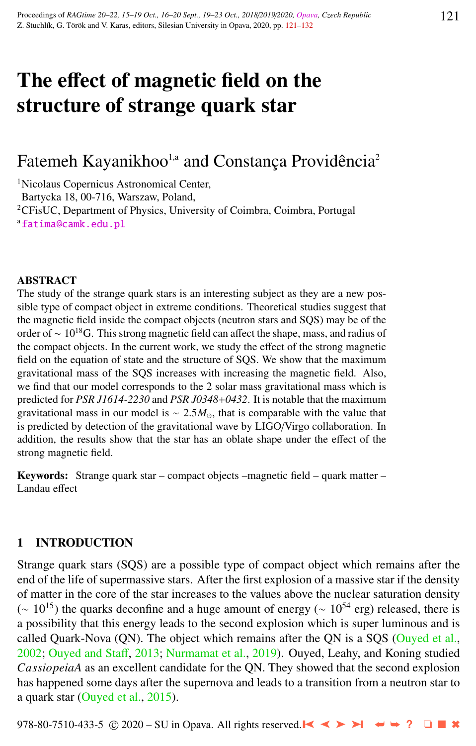# The effect of magnetic field on the structure of strange quark star

Fatemeh Kayanikhoo[1,a] and Constança Providência[2]

[1]Nicolaus Copernicus Astronomical Center, Bartycka 18, 00-716, Warszaw, Poland,

[2]CFisUC, Department of Physics, University of Coimbra, Coimbra, Portugal

[a]fatima@camk.edu.pl

## ABSTRACT

The study of the strange quark stars is an interesting subject as they are a new possible type of compact object in extreme conditions. Theoretical studies suggest that the magnetic field inside the compact objects (neutron stars and SQS) may be of the order of $\sim 10^{18}$G. This strong magnetic field can affect the shape, mass, and radius of the compact objects. In the current work, we study the effect of the strong magnetic field on the equation of state and the structure of SQS. We show that the maximum gravitational mass of the SQS increases with increasing the magnetic field. Also, we find that our model corresponds to the 2 solar mass gravitational mass which is predicted for *PSR J1614-2230* and *PSR J0348+0432*. It is notable that the maximum gravitational mass in our model is $\sim 2.5 M_{\odot}$, that is comparable with the value that is predicted by detection of the gravitational wave by LIGO/Virgo collaboration. In addition, the results show that the star has an oblate shape under the effect of the strong magnetic field.

**Keywords:** Strange quark star – compact objects –magnetic field – quark matter – Landau effect

## 1 INTRODUCTION

Strange quark stars (SQS) are a possible type of compact object which remains after the end of the life of supermassive stars. After the first explosion of a massive star if the density of matter in the core of the star increases to the values above the nuclear saturation density ($\sim 10^{15}$) the quarks deconfine and a huge amount of energy ($\sim 10^{54}$ erg) released, there is a possibility that this energy leads to the second explosion which is super luminous and is called Quark-Nova (QN). The object which remains after the QN is a SQS (Ouyed et al., 2002; Ouyed and Staff, 2013; Nurmamat et al., 2019). Ouyed, Leahy, and Koning studied *CassiopeiaA* as an excellent candidate for the QN. They showed that the second explosion has happened some days after the supernova and leads to a transition from a neutron star to a quark star (Ouyed et al., 2015).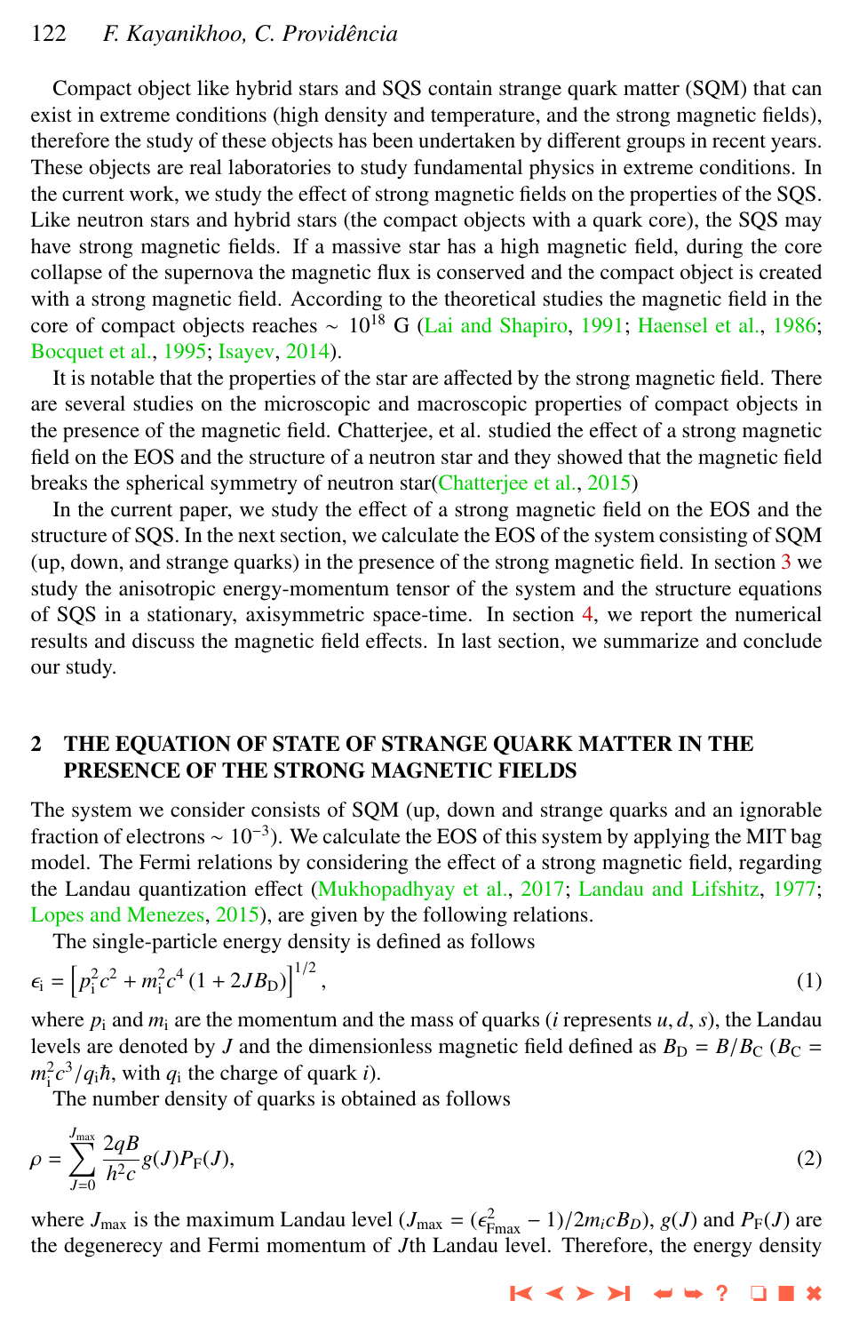Compact object like hybrid stars and SQS contain strange quark matter (SQM) that can exist in extreme conditions (high density and temperature, and the strong magnetic fields), therefore the study of these objects has been undertaken by different groups in recent years. These objects are real laboratories to study fundamental physics in extreme conditions. In the current work, we study the effect of strong magnetic fields on the properties of the SQS. Like neutron stars and hybrid stars (the compact objects with a quark core), the SQS may have strong magnetic fields. If a massive star has a high magnetic field, during the core collapse of the supernova the magnetic flux is conserved and the compact object is created with a strong magnetic field. According to the theoretical studies the magnetic field in the core of compact objects reaches $\sim 10^{18}$ G (Lai and Shapiro, 1991; Haensel et al., 1986; Bocquet et al., 1995; Isayev, 2014).

It is notable that the properties of the star are affected by the strong magnetic field. There are several studies on the microscopic and macroscopic properties of compact objects in the presence of the magnetic field. Chatterjee, et al. studied the effect of a strong magnetic field on the EOS and the structure of a neutron star and they showed that the magnetic field breaks the spherical symmetry of neutron star(Chatterjee et al., 2015)

In the current paper, we study the effect of a strong magnetic field on the EOS and the structure of SQS. In the next section, we calculate the EOS of the system consisting of SQM (up, down, and strange quarks) in the presence of the strong magnetic field. In section 3 we study the anisotropic energy-momentum tensor of the system and the structure equations of SQS in a stationary, axisymmetric space-time. In section 4, we report the numerical results and discuss the magnetic field effects. In last section, we summarize and conclude our study.

## 2 THE EQUATION OF STATE OF STRANGE QUARK MATTER IN THE PRESENCE OF THE STRONG MAGNETIC FIELDS

The system we consider consists of SQM (up, down and strange quarks and an ignorable fraction of electrons $\sim 10^{-3}$). We calculate the EOS of this system by applying the MIT bag model. The Fermi relations by considering the effect of a strong magnetic field, regarding the Landau quantization effect (Mukhopadhyay et al., 2017; Landau and Lifshitz, 1977; Lopes and Menezes, 2015), are given by the following relations.

The single-particle energy density is defined as follows

$$\epsilon_{\rm i} = \left[p_{\rm i}^2 c^2 + m_{\rm i}^2 c^4 \left(1 + 2JB_{\rm D}\right)\right]^{1/2}, \tag{1}$$

where $p_{\rm i}$ and $m_{\rm i}$ are the momentum and the mass of quarks ($i$ represents $u, d, s$), the Landau levels are denoted by $J$ and the dimensionless magnetic field defined as $B_{\rm D} = B/B_{\rm C}$ ($B_{\rm C} = m_{\rm i}^2 c^3/q_{\rm i}\hbar$, with $q_{\rm i}$ the charge of quark $i$).

The number density of quarks is obtained as follows

$$\rho = \sum_{J=0}^{J_{\rm max}} \frac{2qB}{h^2 c} g(J) P_{\rm F}(J), \tag{2}$$

where $J_{\rm max}$ is the maximum Landau level ($J_{\rm max} = (\epsilon_{\rm Fmax}^2 - 1)/2m_i c B_D$), $g(J)$ and $P_{\rm F}(J)$ are the degenerecy and Fermi momentum of $J$th Landau level. Therefore, the energy density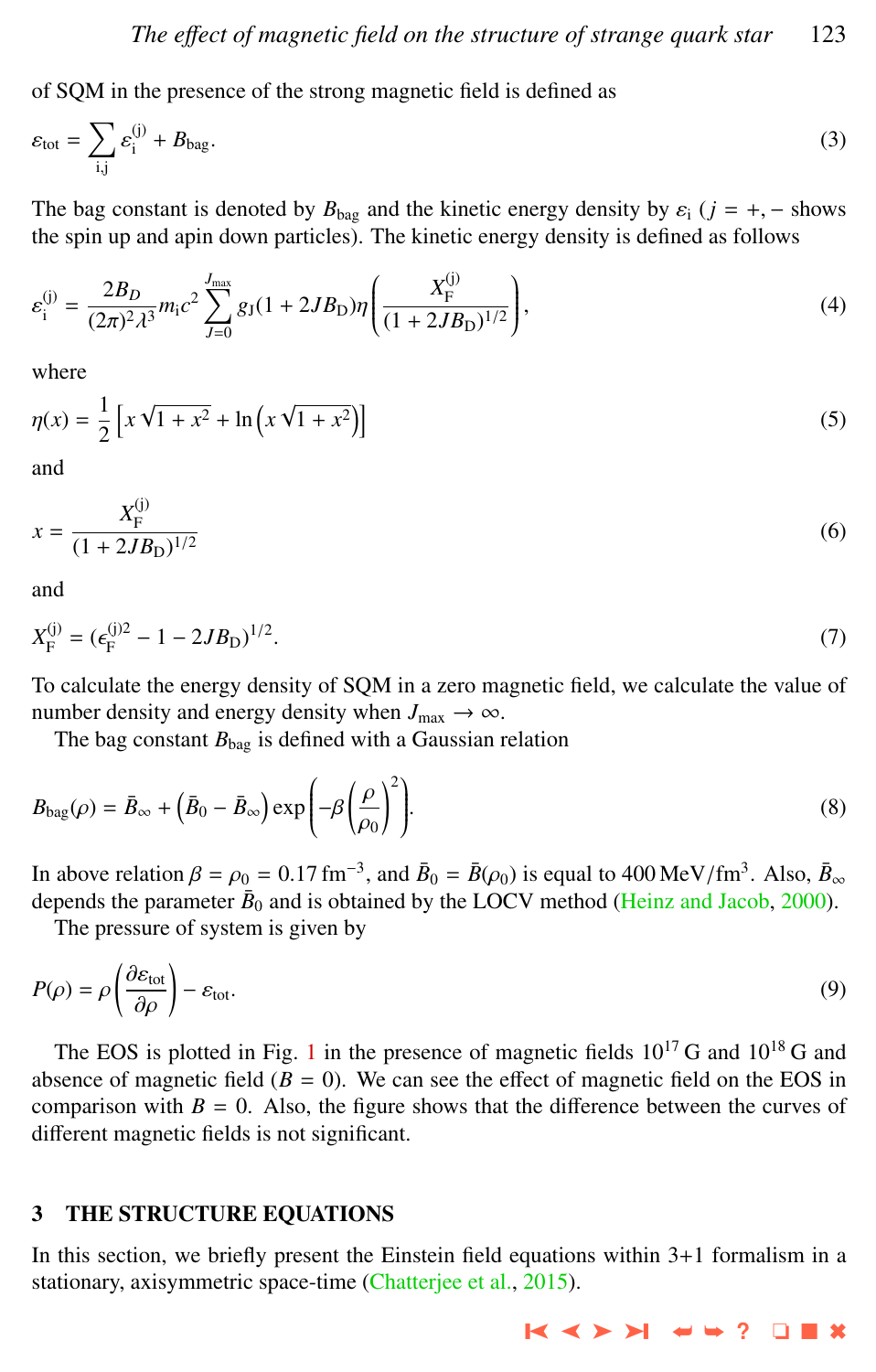of SQM in the presence of the strong magnetic field is defined as

$$\varepsilon_{\mathrm{tot}} = \sum_{\mathrm{i,j}} \varepsilon_{\mathrm{i}}^{(\mathrm{j})} + B_{\mathrm{bag}}. \tag{3}$$

The bag constant is denoted by $B_{\mathrm{bag}}$ and the kinetic energy density by $\varepsilon_{\mathrm{i}}$ ($j = +, -$ shows the spin up and apin down particles). The kinetic energy density is defined as follows

$$\varepsilon_{\mathrm{i}}^{(\mathrm{j})} = \frac{2B_D}{(2\pi)^2\lambda^3} m_{\mathrm{i}} c^2 \sum_{J=0}^{J_{\mathrm{max}}} g_{\mathrm{J}}(1 + 2JB_{\mathrm{D}})\eta\left(\frac{X_{\mathrm{F}}^{(\mathrm{j})}}{(1 + 2JB_{\mathrm{D}})^{1/2}}\right), \tag{4}$$

where

$$\eta(x) = \frac{1}{2}\left[x\sqrt{1 + x^2} + \ln\left(x\sqrt{1 + x^2}\right)\right] \tag{5}$$

and

$$x = \frac{X_{\mathrm{F}}^{(\mathrm{j})}}{(1 + 2JB_{\mathrm{D}})^{1/2}} \tag{6}$$

and

$$X_{\mathrm{F}}^{(\mathrm{j})} = (\epsilon_{\mathrm{F}}^{(\mathrm{j})2} - 1 - 2JB_{\mathrm{D}})^{1/2}. \tag{7}$$

To calculate the energy density of SQM in a zero magnetic field, we calculate the value of number density and energy density when $J_{\mathrm{max}} \to \infty$.

The bag constant $B_{\mathrm{bag}}$ is defined with a Gaussian relation

$$B_{\mathrm{bag}}(\rho) = \bar{B}_{\infty} + \left(\bar{B}_0 - \bar{B}_{\infty}\right)\exp\left(-\beta\left(\frac{\rho}{\rho_0}\right)^2\right). \tag{8}$$

In above relation $\beta = \rho_0 = 0.17\,\mathrm{fm}^{-3}$, and $\bar{B}_0 = \bar{B}(\rho_0)$ is equal to $400\,\mathrm{MeV/fm}^3$. Also, $\bar{B}_{\infty}$ depends the parameter $\bar{B}_0$ and is obtained by the LOCV method (Heinz and Jacob, 2000).

The pressure of system is given by

$$P(\rho) = \rho\left(\frac{\partial\varepsilon_{\mathrm{tot}}}{\partial\rho}\right) - \varepsilon_{\mathrm{tot}}. \tag{9}$$

The EOS is plotted in Fig. 1 in the presence of magnetic fields $10^{17}$ G and $10^{18}$ G and absence of magnetic field ($B = 0$). We can see the effect of magnetic field on the EOS in comparison with $B = 0$. Also, the figure shows that the difference between the curves of different magnetic fields is not significant.

## 3 THE STRUCTURE EQUATIONS

In this section, we briefly present the Einstein field equations within 3+1 formalism in a stationary, axisymmetric space-time (Chatterjee et al., 2015).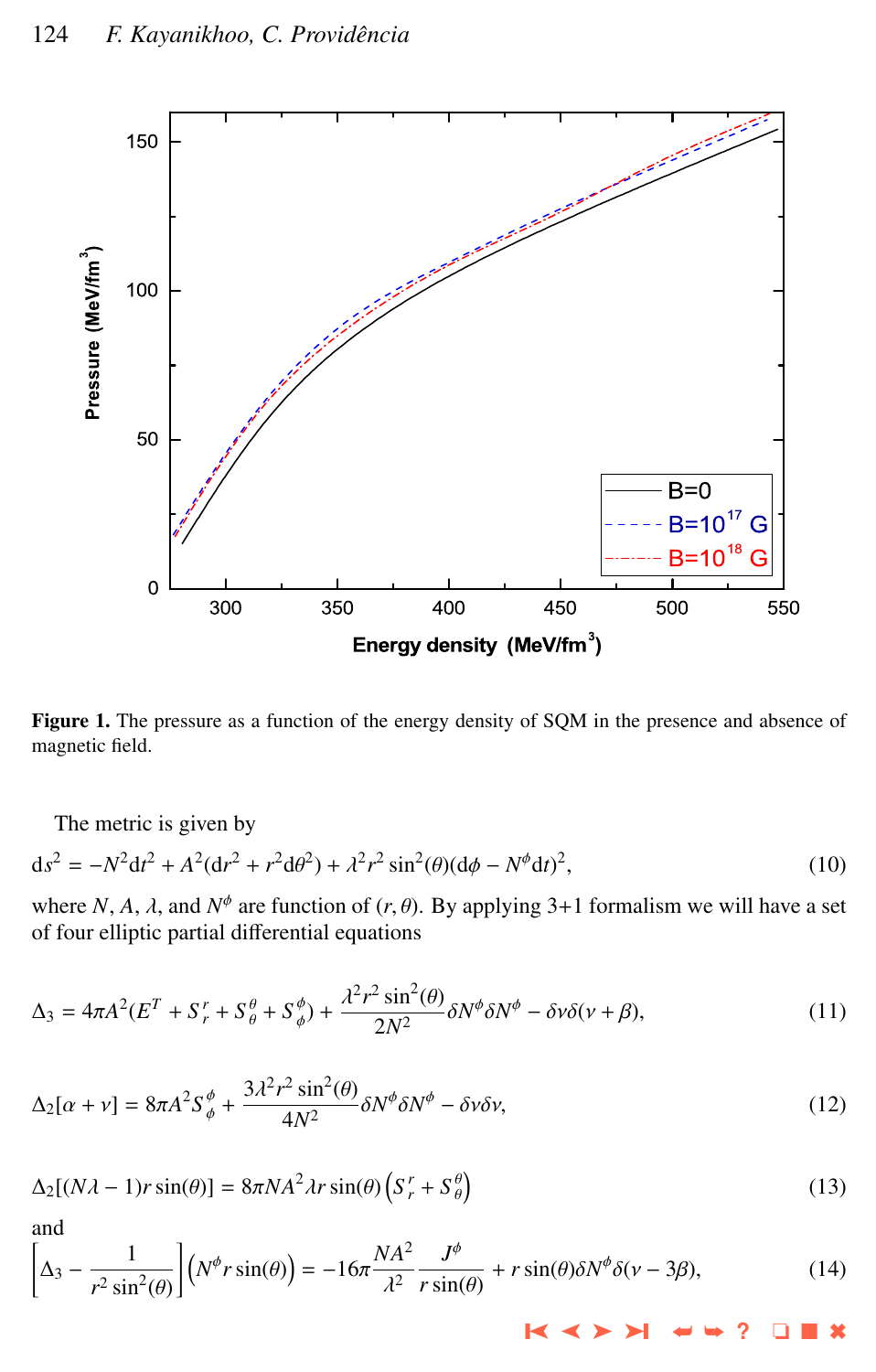**Figure 1.** The pressure as a function of the energy density of SQM in the presence and absence of magnetic field.

The metric is given by

$$ds^2 = -N^2 dt^2 + A^2(dr^2 + r^2 d\theta^2) + \lambda^2 r^2 \sin^2(\theta)(d\phi - N^\phi dt)^2, \tag{10}$$

where $N$, $A$, $\lambda$, and $N^\phi$ are function of $(r, \theta)$. By applying 3+1 formalism we will have a set of four elliptic partial differential equations

$$\Delta_3 = 4\pi A^2(E^T + S^r_r + S^\theta_\theta + S^\phi_\phi) + \frac{\lambda^2 r^2 \sin^2(\theta)}{2N^2}\delta N^\phi \delta N^\phi - \delta\nu\delta(\nu + \beta), \tag{11}$$

$$\Delta_2[\alpha + \nu] = 8\pi A^2 S^\phi_\phi + \frac{3\lambda^2 r^2 \sin^2(\theta)}{4N^2}\delta N^\phi \delta N^\phi - \delta\nu\delta\nu, \tag{12}$$

$$\Delta_2[(N\lambda - 1)r\sin(\theta)] = 8\pi N A^2 \lambda r \sin(\theta)\left(S^r_r + S^\theta_\theta\right) \tag{13}$$

and

$$\left[\Delta_3 - \frac{1}{r^2\sin^2(\theta)}\right]\left(N^\phi r \sin(\theta)\right) = -16\pi \frac{NA^2}{\lambda^2}\frac{J^\phi}{r\sin(\theta)} + r\sin(\theta)\delta N^\phi \delta(\nu - 3\beta), \tag{14}$$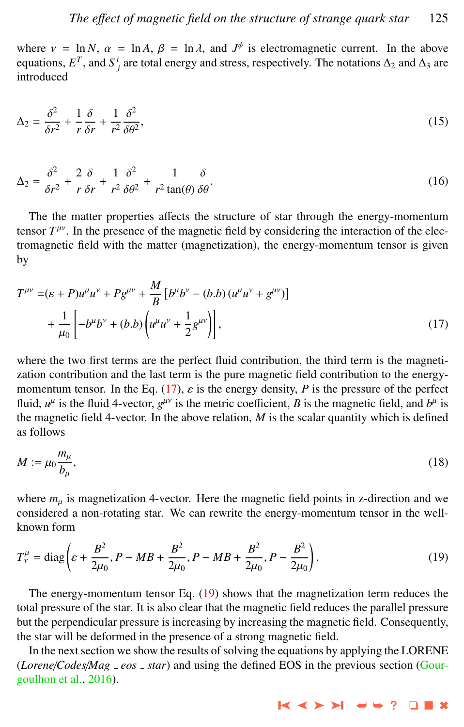where $\nu = \ln N$, $\alpha = \ln A$, $\beta = \ln \lambda$, and $J^{\phi}$ is electromagnetic current. In the above equations, $E^{T}$, and $S^{i}_{\ j}$ are total energy and stress, respectively. The notations $\Delta_2$ and $\Delta_3$ are introduced

$$\Delta_2 = \frac{\delta^2}{\delta r^2} + \frac{1}{r}\frac{\delta}{\delta r} + \frac{1}{r^2}\frac{\delta^2}{\delta \theta^2}, \tag{15}$$

$$\Delta_2 = \frac{\delta^2}{\delta r^2} + \frac{2}{r}\frac{\delta}{\delta r} + \frac{1}{r^2}\frac{\delta^2}{\delta \theta^2} + \frac{1}{r^2 \tan(\theta)}\frac{\delta}{\delta \theta}. \tag{16}$$

The the matter properties affects the structure of star through the energy-momentum tensor $T^{\mu\nu}$. In the presence of the magnetic field by considering the interaction of the electromagnetic field with the matter (magnetization), the energy-momentum tensor is given by

$$\begin{aligned} T^{\mu\nu} =& (\varepsilon + P)u^{\mu}u^{\nu} + Pg^{\mu\nu} + \frac{M}{B}\left[b^{\mu}b^{\nu} - (b.b)\left(u^{\mu}u^{\nu} + g^{\mu\nu}\right)\right] \\ &+ \frac{1}{\mu_0}\left[-b^{\mu}b^{\nu} + (b.b)\left(u^{\mu}u^{\nu} + \frac{1}{2}g^{\mu\nu}\right)\right], \end{aligned} \tag{17}$$

where the two first terms are the perfect fluid contribution, the third term is the magnetization contribution and the last term is the pure magnetic field contribution to the energy-momentum tensor. In the Eq. (17), $\varepsilon$ is the energy density, $P$ is the pressure of the perfect fluid, $u^{\mu}$ is the fluid 4-vector, $g^{\mu\nu}$ is the metric coefficient, $B$ is the magnetic field, and $b^{\mu}$ is the magnetic field 4-vector. In the above relation, $M$ is the scalar quantity which is defined as follows

$$M := \mu_0 \frac{m_{\mu}}{b_{\mu}}, \tag{18}$$

where $m_{\mu}$ is magnetization 4-vector. Here the magnetic field points in z-direction and we considered a non-rotating star. We can rewrite the energy-momentum tensor in the well-known form

$$T^{\mu}_{\nu} = \text{diag}\left(\varepsilon + \frac{B^2}{2\mu_0}, P - MB + \frac{B^2}{2\mu_0}, P - MB + \frac{B^2}{2\mu_0}, P - \frac{B^2}{2\mu_0}\right). \tag{19}$$

The energy-momentum tensor Eq. (19) shows that the magnetization term reduces the total pressure of the star. It is also clear that the magnetic field reduces the parallel pressure but the perpendicular pressure is increasing by increasing the magnetic field. Consequently, the star will be deformed in the presence of a strong magnetic field.

In the next section we show the results of solving the equations by applying the LORENE (*Lorene/Codes/Mag _ eos _ star*) and using the defined EOS in the previous section (Gourgoulhon et al., 2016).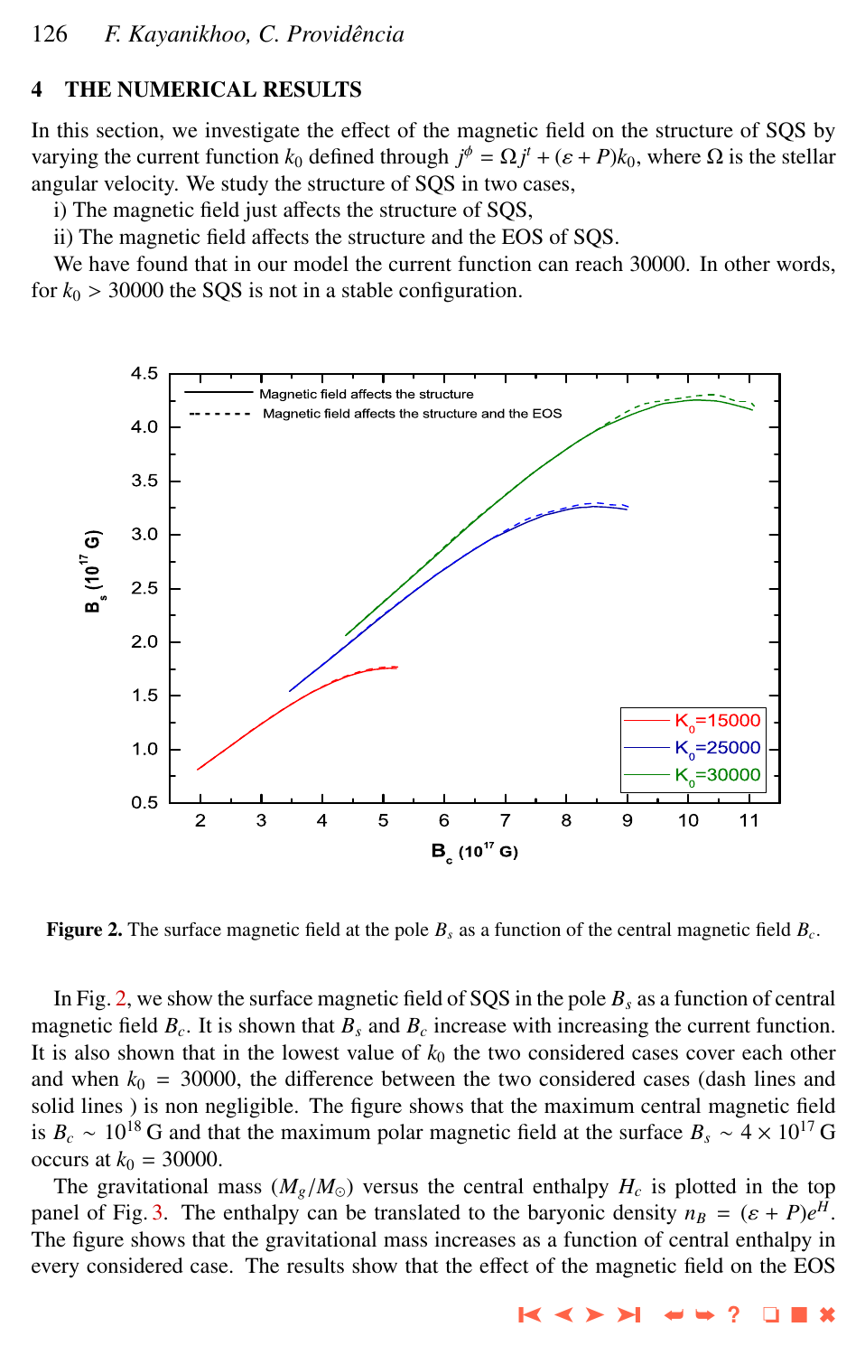## 4 THE NUMERICAL RESULTS

In this section, we investigate the effect of the magnetic field on the structure of SQS by varying the current function $k_0$ defined through $j^\phi = \Omega j^t + (\varepsilon + P)k_0$, where $\Omega$ is the stellar angular velocity. We study the structure of SQS in two cases,

i) The magnetic field just affects the structure of SQS,

ii) The magnetic field affects the structure and the EOS of SQS.

We have found that in our model the current function can reach 30000. In other words, for $k_0 > 30000$ the SQS is not in a stable configuration.

**Figure 2.** The surface magnetic field at the pole $B_s$ as a function of the central magnetic field $B_c$.

In Fig. 2, we show the surface magnetic field of SQS in the pole $B_s$ as a function of central magnetic field $B_c$. It is shown that $B_s$ and $B_c$ increase with increasing the current function. It is also shown that in the lowest value of $k_0$ the two considered cases cover each other and when $k_0 = 30000$, the difference between the two considered cases (dash lines and solid lines ) is non negligible. The figure shows that the maximum central magnetic field is $B_c \sim 10^{18}$ G and that the maximum polar magnetic field at the surface $B_s \sim 4 \times 10^{17}$ G occurs at $k_0 = 30000$.

The gravitational mass ($M_g/M_\odot$) versus the central enthalpy $H_c$ is plotted in the top panel of Fig. 3. The enthalpy can be translated to the baryonic density $n_B = (\varepsilon + P)e^H$. The figure shows that the gravitational mass increases as a function of central enthalpy in every considered case. The results show that the effect of the magnetic field on the EOS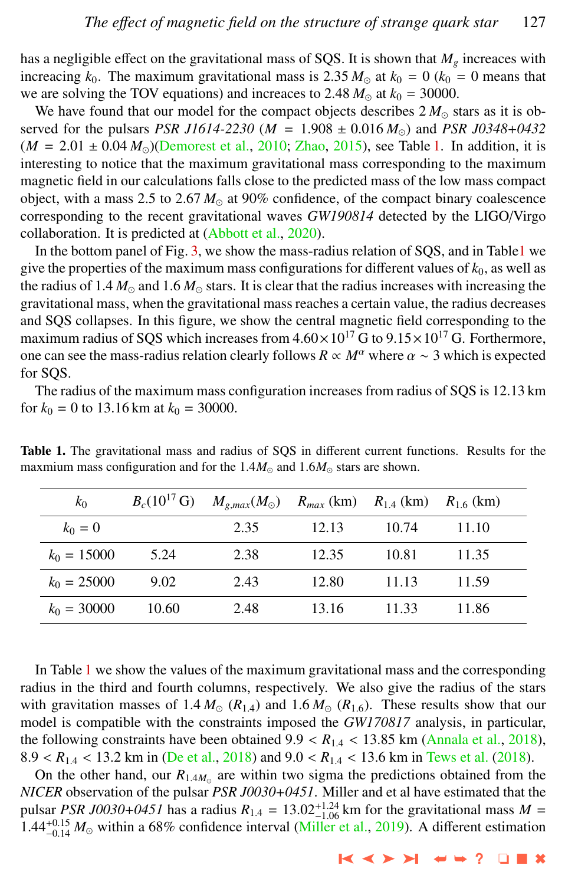has a negligible effect on the gravitational mass of SQS. It is shown that $M_g$ increases with increacing $k_0$. The maximum gravitational mass is 2.35 $M_\odot$ at $k_0 = 0$ ($k_0 = 0$ means that we are solving the TOV equations) and increaces to 2.48 $M_\odot$ at $k_0 = 30000$.

We have found that our model for the compact objects describes 2 $M_\odot$ stars as it is observed for the pulsars *PSR J1614-2230* ($M = 1.908 \pm 0.016\,M_\odot$) and *PSR J0348+0432* ($M = 2.01 \pm 0.04\,M_\odot$)(Demorest et al., 2010; Zhao, 2015), see Table 1. In addition, it is interesting to notice that the maximum gravitational mass corresponding to the maximum magnetic field in our calculations falls close to the predicted mass of the low mass compact object, with a mass 2.5 to 2.67 $M_\odot$ at 90% confidence, of the compact binary coalescence corresponding to the recent gravitational waves *GW190814* detected by the LIGO/Virgo collaboration. It is predicted at (Abbott et al., 2020).

In the bottom panel of Fig. 3, we show the mass-radius relation of SQS, and in Table1 we give the properties of the maximum mass configurations for different values of $k_0$, as well as the radius of 1.4 $M_\odot$ and 1.6 $M_\odot$ stars. It is clear that the radius increases with increasing the gravitational mass, when the gravitational mass reaches a certain value, the radius decreases and SQS collapses. In this figure, we show the central magnetic field corresponding to the maximum radius of SQS which increases from $4.60 \times 10^{17}$ G to $9.15 \times 10^{17}$ G. Forthermore, one can see the mass-radius relation clearly follows $R \propto M^\alpha$ where $\alpha \sim 3$ which is expected for SQS.

The radius of the maximum mass configuration increases from radius of SQS is 12.13 km for $k_0 = 0$ to 13.16 km at $k_0 = 30000$.

**Table 1.** The gravitational mass and radius of SQS in different current functions. Results for the maxmium mass configuration and for the 1.4$M_\odot$ and 1.6$M_\odot$ stars are shown.

| $k_0$ | $B_c (10^{17}$ G) | $M_{g,max}(M_\odot)$ | $R_{max}$ (km) | $R_{1.4}$ (km) | $R_{1.6}$ (km) |
|---|---|---|---|---|---|
| $k_0 = 0$ | | 2.35 | 12.13 | 10.74 | 11.10 |
| $k_0 = 15000$ | 5.24 | 2.38 | 12.35 | 10.81 | 11.35 |
| $k_0 = 25000$ | 9.02 | 2.43 | 12.80 | 11.13 | 11.59 |
| $k_0 = 30000$ | 10.60 | 2.48 | 13.16 | 11.33 | 11.86 |

In Table 1 we show the values of the maximum gravitational mass and the corresponding radius in the third and fourth columns, respectively. We also give the radius of the stars with gravitation masses of 1.4 $M_\odot$ ($R_{1.4}$) and 1.6 $M_\odot$ ($R_{1.6}$). These results show that our model is compatible with the constraints imposed the *GW170817* analysis, in particular, the following constraints have been obtained $9.9 < R_{1.4} < 13.85$ km (Annala et al., 2018), $8.9 < R_{1.4} < 13.2$ km in (De et al., 2018) and $9.0 < R_{1.4} < 13.6$ km in Tews et al. (2018).

On the other hand, our $R_{1.4M_\odot}$ are within two sigma the predictions obtained from the *NICER* observation of the pulsar *PSR J0030+0451*. Miller and et al have estimated that the pulsar *PSR J0030+0451* has a radius $R_{1.4} = 13.02^{+1.24}_{-1.06}$ km for the gravitational mass $M = 1.44^{+0.15}_{-0.14}\,M_\odot$ within a 68% confidence interval (Miller et al., 2019). A different estimation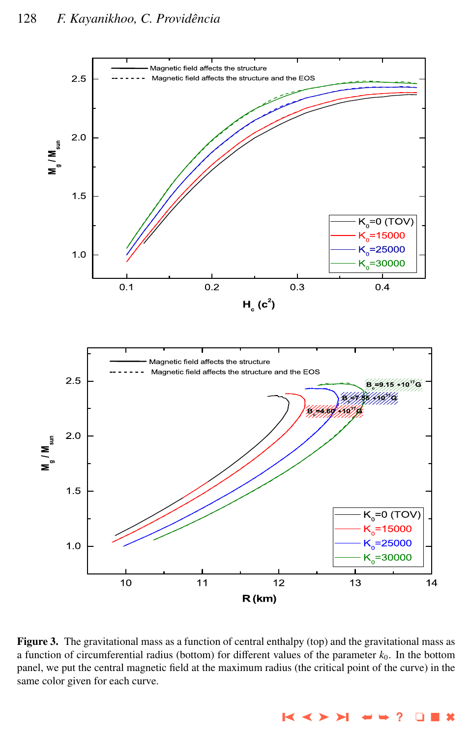**Figure 3.** The gravitational mass as a function of central enthalpy (top) and the gravitational mass as a function of circumferential radius (bottom) for different values of the parameter $k_0$. In the bottom panel, we put the central magnetic field at the maximum radius (the critical point of the curve) in the same color given for each curve.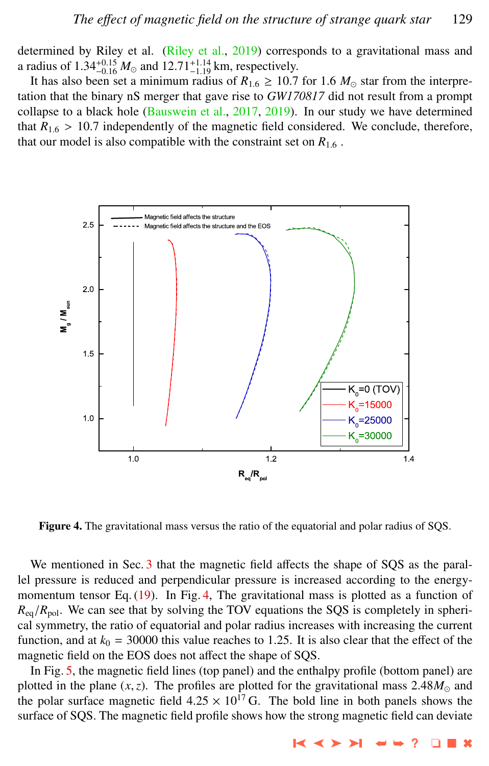determined by Riley et al. (Riley et al., 2019) corresponds to a gravitational mass and a radius of $1.34^{+0.15}_{-0.16}\, M_\odot$ and $12.71^{+1.14}_{-1.19}$ km, respectively.

It has also been set a minimum radius of $R_{1.6} \geq 10.7$ for $1.6\, M_\odot$ star from the interpretation that the binary nS merger that gave rise to *GW170817* did not result from a prompt collapse to a black hole (Bauswein et al., 2017, 2019). In our study we have determined that $R_{1.6} > 10.7$ independently of the magnetic field considered. We conclude, therefore, that our model is also compatible with the constraint set on $R_{1.6}$ .

**Figure 4.** The gravitational mass versus the ratio of the equatorial and polar radius of SQS.

We mentioned in Sec. 3 that the magnetic field affects the shape of SQS as the parallel pressure is reduced and perpendicular pressure is increased according to the energy-momentum tensor Eq. (19). In Fig. 4, The gravitational mass is plotted as a function of $R_{\rm eq}/R_{\rm pol}$. We can see that by solving the TOV equations the SQS is completely in spherical symmetry, the ratio of equatorial and polar radius increases with increasing the current function, and at $k_0 = 30000$ this value reaches to 1.25. It is also clear that the effect of the magnetic field on the EOS does not affect the shape of SQS.

In Fig. 5, the magnetic field lines (top panel) and the enthalpy profile (bottom panel) are plotted in the plane $(x, z)$. The profiles are plotted for the gravitational mass $2.48 M_\odot$ and the polar surface magnetic field $4.25 \times 10^{17}$ G. The bold line in both panels shows the surface of SQS. The magnetic field profile shows how the strong magnetic field can deviate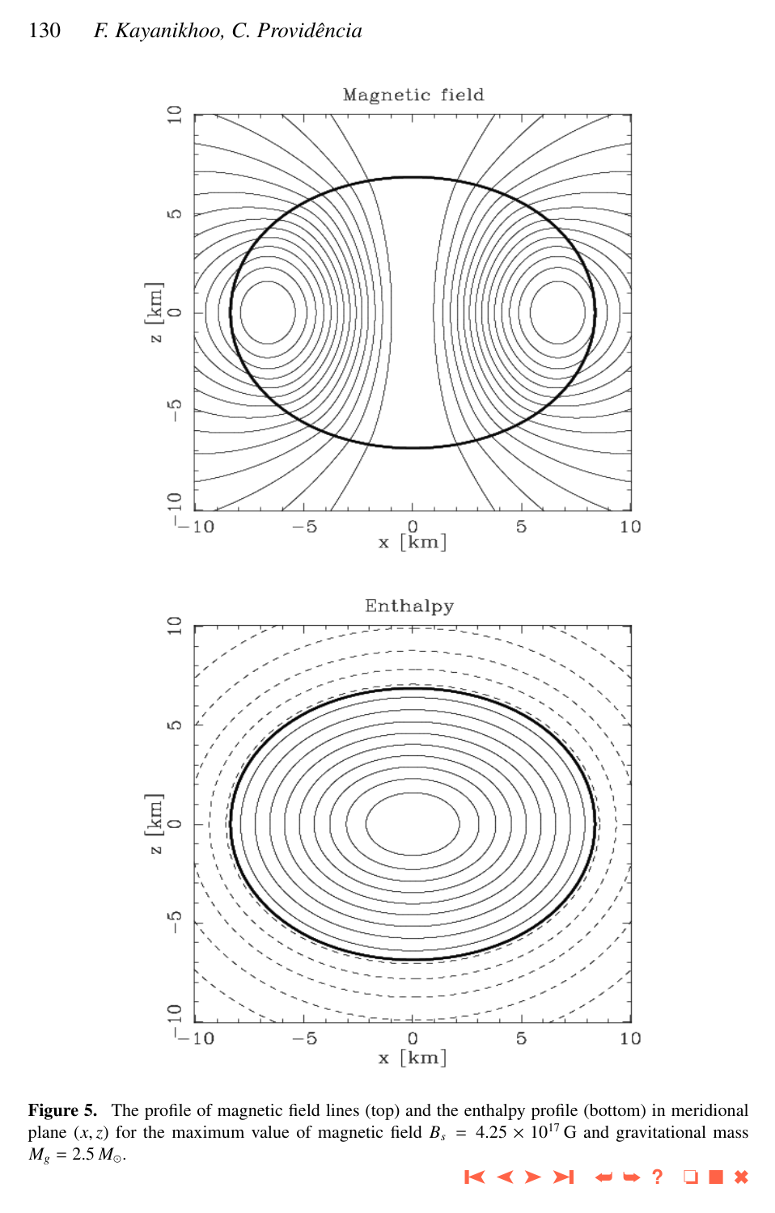**Figure 5.** The profile of magnetic field lines (top) and the enthalpy profile (bottom) in meridional plane $(x, z)$ for the maximum value of magnetic field $B_s = 4.25 \times 10^{17}$ G and gravitational mass $M_g = 2.5\, M_{\odot}$.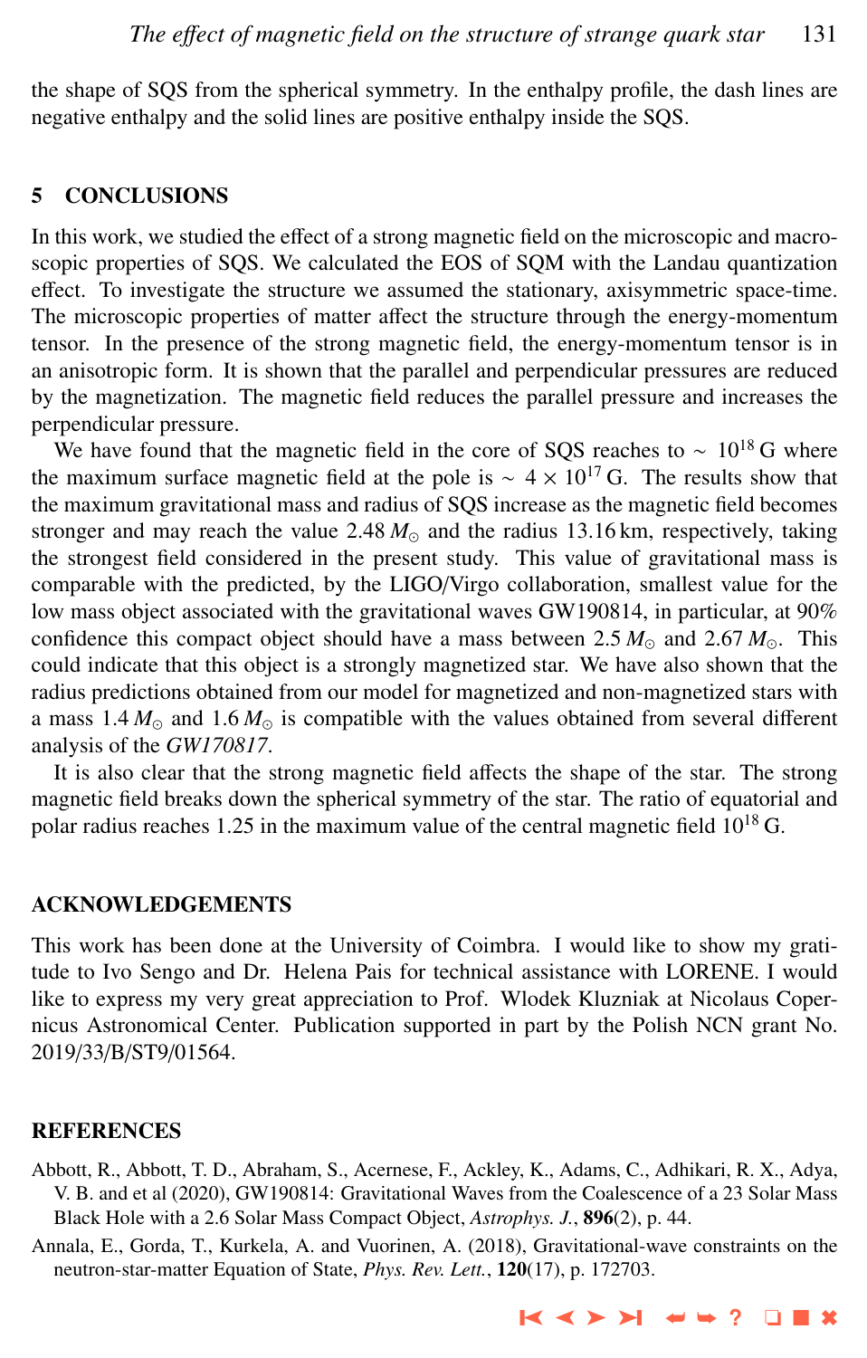the shape of SQS from the spherical symmetry. In the enthalpy profile, the dash lines are negative enthalpy and the solid lines are positive enthalpy inside the SQS.

## 5 CONCLUSIONS

In this work, we studied the effect of a strong magnetic field on the microscopic and macroscopic properties of SQS. We calculated the EOS of SQM with the Landau quantization effect. To investigate the structure we assumed the stationary, axisymmetric space-time. The microscopic properties of matter affect the structure through the energy-momentum tensor. In the presence of the strong magnetic field, the energy-momentum tensor is in an anisotropic form. It is shown that the parallel and perpendicular pressures are reduced by the magnetization. The magnetic field reduces the parallel pressure and increases the perpendicular pressure.

We have found that the magnetic field in the core of SQS reaches to $\sim 10^{18}$ G where the maximum surface magnetic field at the pole is $\sim 4 \times 10^{17}$ G. The results show that the maximum gravitational mass and radius of SQS increase as the magnetic field becomes stronger and may reach the value $2.48\,M_{\odot}$ and the radius 13.16 km, respectively, taking the strongest field considered in the present study. This value of gravitational mass is comparable with the predicted, by the LIGO/Virgo collaboration, smallest value for the low mass object associated with the gravitational waves GW190814, in particular, at 90% confidence this compact object should have a mass between $2.5\,M_{\odot}$ and $2.67\,M_{\odot}$. This could indicate that this object is a strongly magnetized star. We have also shown that the radius predictions obtained from our model for magnetized and non-magnetized stars with a mass $1.4\,M_{\odot}$ and $1.6\,M_{\odot}$ is compatible with the values obtained from several different analysis of the *GW170817*.

It is also clear that the strong magnetic field affects the shape of the star. The strong magnetic field breaks down the spherical symmetry of the star. The ratio of equatorial and polar radius reaches 1.25 in the maximum value of the central magnetic field $10^{18}$ G.

## ACKNOWLEDGEMENTS

This work has been done at the University of Coimbra. I would like to show my gratitude to Ivo Sengo and Dr. Helena Pais for technical assistance with LORENE. I would like to express my very great appreciation to Prof. Wlodek Kluzniak at Nicolaus Copernicus Astronomical Center. Publication supported in part by the Polish NCN grant No. 2019/33/B/ST9/01564.

## REFERENCES

Abbott, R., Abbott, T. D., Abraham, S., Acernese, F., Ackley, K., Adams, C., Adhikari, R. X., Adya, V. B. and et al (2020), GW190814: Gravitational Waves from the Coalescence of a 23 Solar Mass Black Hole with a 2.6 Solar Mass Compact Object, *Astrophys. J.*, **896**(2), p. 44.

Annala, E., Gorda, T., Kurkela, A. and Vuorinen, A. (2018), Gravitational-wave constraints on the neutron-star-matter Equation of State, *Phys. Rev. Lett.*, **120**(17), p. 172703.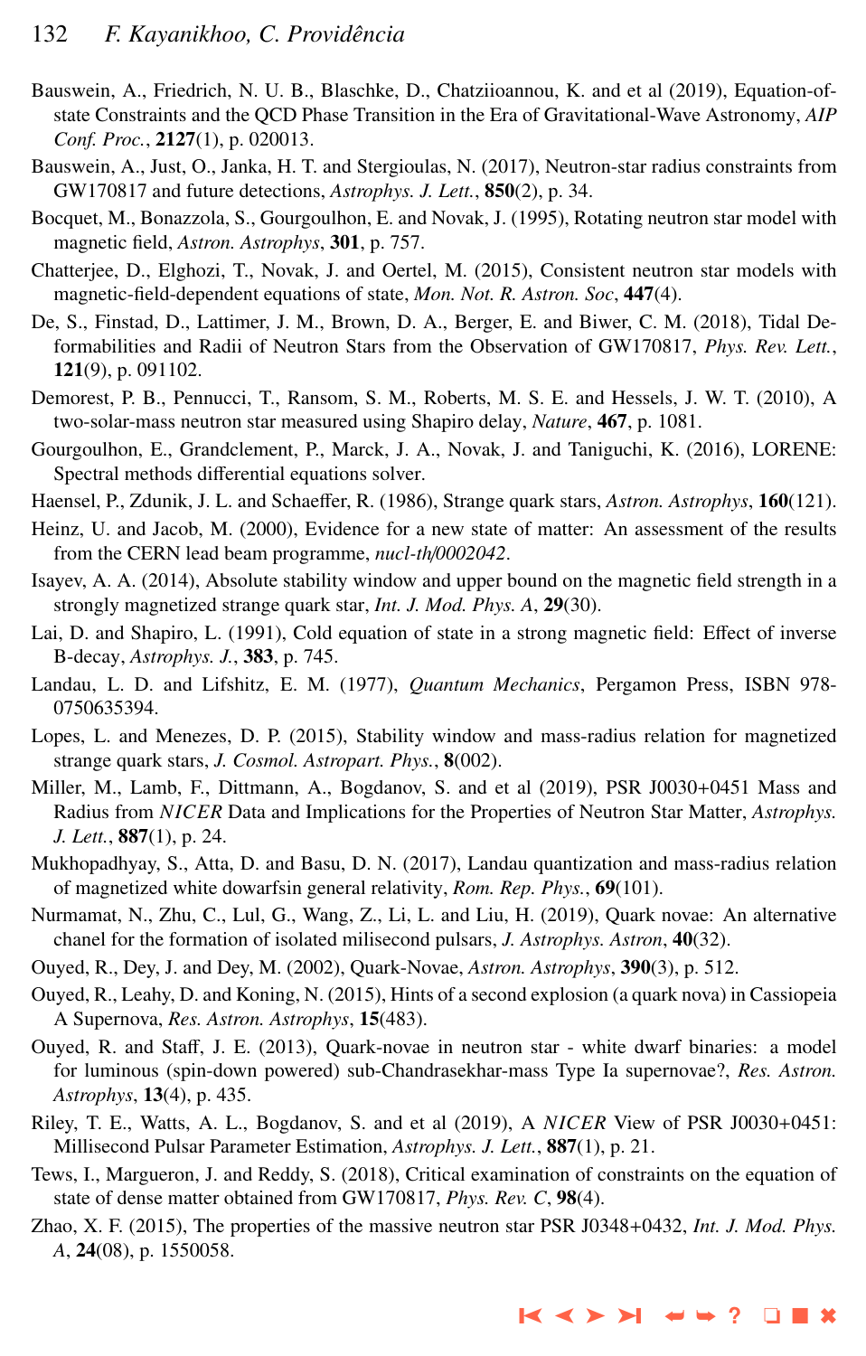Bauswein, A., Friedrich, N. U. B., Blaschke, D., Chatziioannou, K. and et al (2019), Equation-of-state Constraints and the QCD Phase Transition in the Era of Gravitational-Wave Astronomy, *AIP Conf. Proc.*, **2127**(1), p. 020013.

Bauswein, A., Just, O., Janka, H. T. and Stergioulas, N. (2017), Neutron-star radius constraints from GW170817 and future detections, *Astrophys. J. Lett.*, **850**(2), p. 34.

Bocquet, M., Bonazzola, S., Gourgoulhon, E. and Novak, J. (1995), Rotating neutron star model with magnetic field, *Astron. Astrophys*, **301**, p. 757.

Chatterjee, D., Elghozi, T., Novak, J. and Oertel, M. (2015), Consistent neutron star models with magnetic-field-dependent equations of state, *Mon. Not. R. Astron. Soc*, **447**(4).

De, S., Finstad, D., Lattimer, J. M., Brown, D. A., Berger, E. and Biwer, C. M. (2018), Tidal Deformabilities and Radii of Neutron Stars from the Observation of GW170817, *Phys. Rev. Lett.*, **121**(9), p. 091102.

Demorest, P. B., Pennucci, T., Ransom, S. M., Roberts, M. S. E. and Hessels, J. W. T. (2010), A two-solar-mass neutron star measured using Shapiro delay, *Nature*, **467**, p. 1081.

Gourgoulhon, E., Grandclement, P., Marck, J. A., Novak, J. and Taniguchi, K. (2016), LORENE: Spectral methods differential equations solver.

Haensel, P., Zdunik, J. L. and Schaeffer, R. (1986), Strange quark stars, *Astron. Astrophys*, **160**(121).

Heinz, U. and Jacob, M. (2000), Evidence for a new state of matter: An assessment of the results from the CERN lead beam programme, *nucl-th/0002042*.

Isayev, A. A. (2014), Absolute stability window and upper bound on the magnetic field strength in a strongly magnetized strange quark star, *Int. J. Mod. Phys. A*, **29**(30).

Lai, D. and Shapiro, L. (1991), Cold equation of state in a strong magnetic field: Effect of inverse B-decay, *Astrophys. J.*, **383**, p. 745.

Landau, L. D. and Lifshitz, E. M. (1977), *Quantum Mechanics*, Pergamon Press, ISBN 978-0750635394.

Lopes, L. and Menezes, D. P. (2015), Stability window and mass-radius relation for magnetized strange quark stars, *J. Cosmol. Astropart. Phys.*, **8**(002).

Miller, M., Lamb, F., Dittmann, A., Bogdanov, S. and et al (2019), PSR J0030+0451 Mass and Radius from *NICER* Data and Implications for the Properties of Neutron Star Matter, *Astrophys. J. Lett.*, **887**(1), p. 24.

Mukhopadhyay, S., Atta, D. and Basu, D. N. (2017), Landau quantization and mass-radius relation of magnetized white dowarfsin general relativity, *Rom. Rep. Phys.*, **69**(101).

Nurmamat, N., Zhu, C., Lul, G., Wang, Z., Li, L. and Liu, H. (2019), Quark novae: An alternative chanel for the formation of isolated milisecond pulsars, *J. Astrophys. Astron*, **40**(32).

Ouyed, R., Dey, J. and Dey, M. (2002), Quark-Novae, *Astron. Astrophys*, **390**(3), p. 512.

Ouyed, R., Leahy, D. and Koning, N. (2015), Hints of a second explosion (a quark nova) in Cassiopeia A Supernova, *Res. Astron. Astrophys*, **15**(483).

Ouyed, R. and Staff, J. E. (2013), Quark-novae in neutron star - white dwarf binaries: a model for luminous (spin-down powered) sub-Chandrasekhar-mass Type Ia supernovae?, *Res. Astron. Astrophys*, **13**(4), p. 435.

Riley, T. E., Watts, A. L., Bogdanov, S. and et al (2019), A *NICER* View of PSR J0030+0451: Millisecond Pulsar Parameter Estimation, *Astrophys. J. Lett.*, **887**(1), p. 21.

Tews, I., Margueron, J. and Reddy, S. (2018), Critical examination of constraints on the equation of state of dense matter obtained from GW170817, *Phys. Rev. C*, **98**(4).

Zhao, X. F. (2015), The properties of the massive neutron star PSR J0348+0432, *Int. J. Mod. Phys. A*, **24**(08), p. 1550058.